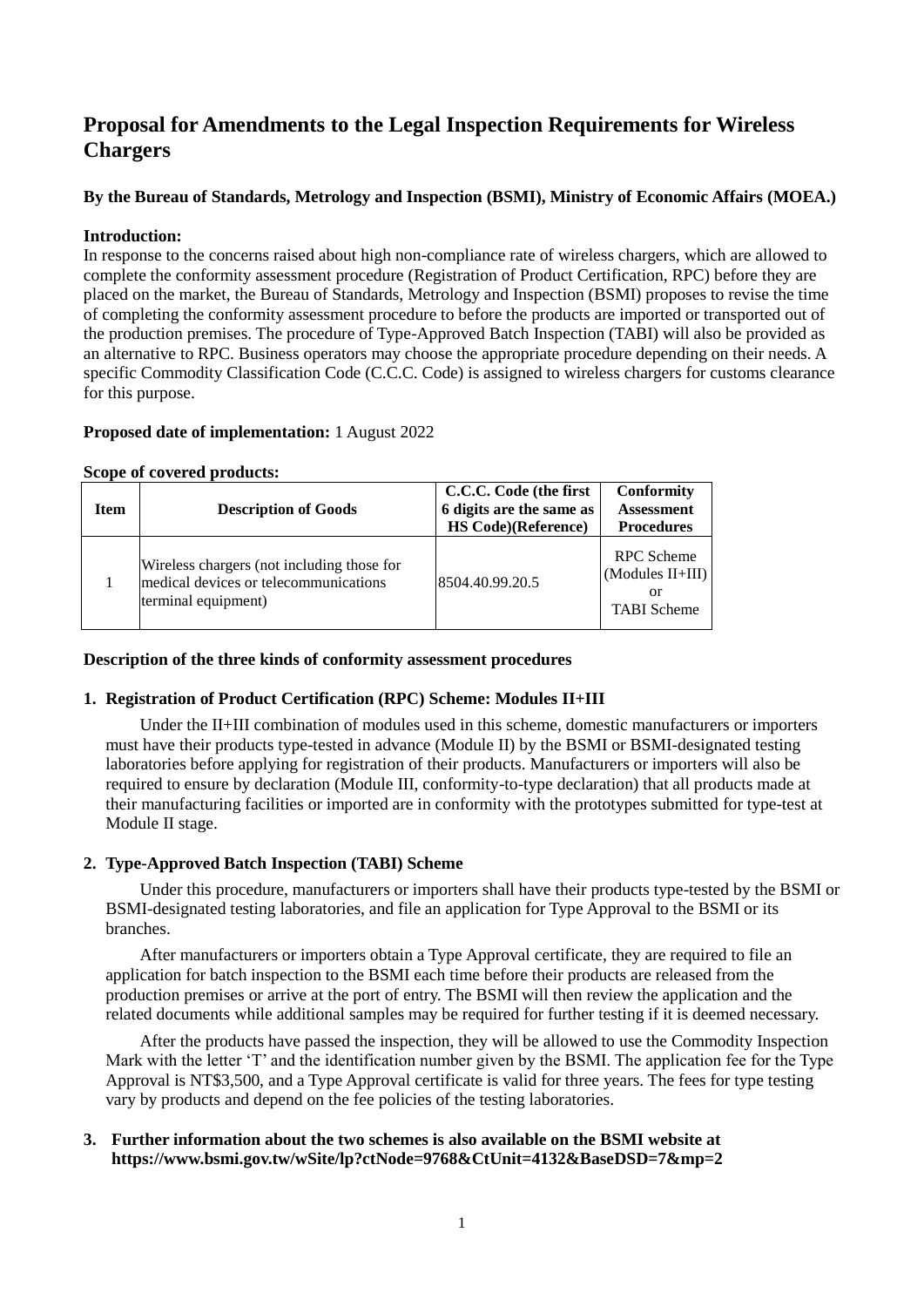# Proposal for Amendments to the Legal Inspection Requirements for Wireless Chargers

**By the Bureau of Standards, Metrology and Inspection (BSMI), Ministry of Economic Affairs (MOEA.)**

**Introduction:**
In response to the concerns raised about high non-compliance rate of wireless chargers, which are allowed to complete the conformity assessment procedure (Registration of Product Certification, RPC) before they are placed on the market, the Bureau of Standards, Metrology and Inspection (BSMI) proposes to revise the time of completing the conformity assessment procedure to before the products are imported or transported out of the production premises. The procedure of Type-Approved Batch Inspection (TABI) will also be provided as an alternative to RPC. Business operators may choose the appropriate procedure depending on their needs. A specific Commodity Classification Code (C.C.C. Code) is assigned to wireless chargers for customs clearance for this purpose.

**Proposed date of implementation:** 1 August 2022

**Scope of covered products:**

| Item | Description of Goods | C.C.C. Code (the first 6 digits are the same as HS Code)(Reference) | Conformity Assessment Procedures |
|---|---|---|---|
| 1 | Wireless chargers (not including those for medical devices or telecommunications terminal equipment) | 8504.40.99.20.5 | RPC Scheme (Modules II+III) or TABI Scheme |

**Description of the three kinds of conformity assessment procedures**

1. **Registration of Product Certification (RPC) Scheme: Modules II+III**

   Under the II+III combination of modules used in this scheme, domestic manufacturers or importers must have their products type-tested in advance (Module II) by the BSMI or BSMI-designated testing laboratories before applying for registration of their products. Manufacturers or importers will also be required to ensure by declaration (Module III, conformity-to-type declaration) that all products made at their manufacturing facilities or imported are in conformity with the prototypes submitted for type-test at Module II stage.

2. **Type-Approved Batch Inspection (TABI) Scheme**

   Under this procedure, manufacturers or importers shall have their products type-tested by the BSMI or BSMI-designated testing laboratories, and file an application for Type Approval to the BSMI or its branches.

   After manufacturers or importers obtain a Type Approval certificate, they are required to file an application for batch inspection to the BSMI each time before their products are released from the production premises or arrive at the port of entry. The BSMI will then review the application and the related documents while additional samples may be required for further testing if it is deemed necessary.

   After the products have passed the inspection, they will be allowed to use the Commodity Inspection Mark with the letter 'T' and the identification number given by the BSMI. The application fee for the Type Approval is NT$3,500, and a Type Approval certificate is valid for three years. The fees for type testing vary by products and depend on the fee policies of the testing laboratories.

3. **Further information about the two schemes is also available on the BSMI website at https://www.bsmi.gov.tw/wSite/lp?ctNode=9768&CtUnit=4132&BaseDSD=7&mp=2**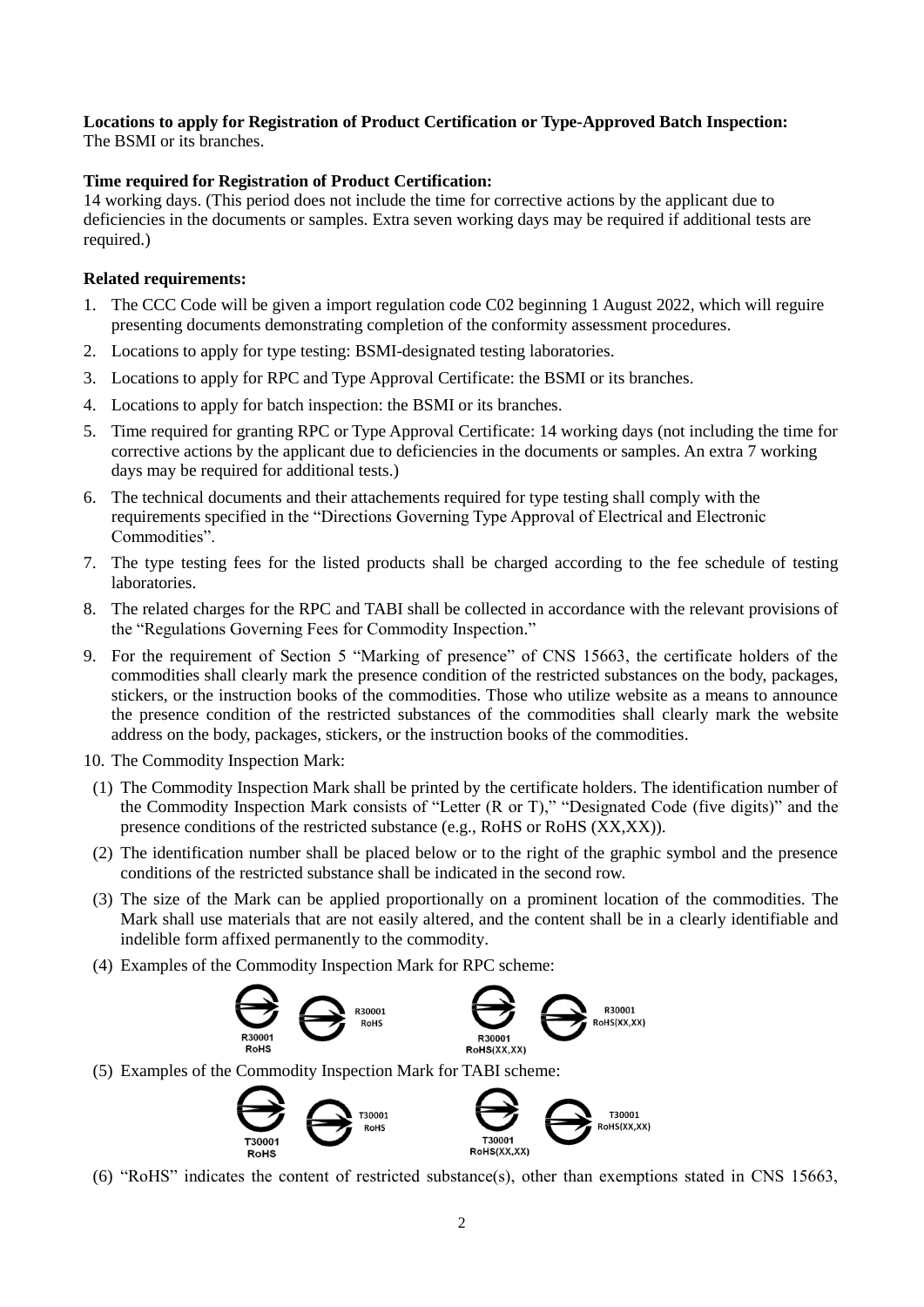**Locations to apply for Registration of Product Certification or Type-Approved Batch Inspection:**
The BSMI or its branches.

**Time required for Registration of Product Certification:**
14 working days. (This period does not include the time for corrective actions by the applicant due to deficiencies in the documents or samples. Extra seven working days may be required if additional tests are required.)

**Related requirements:**

1. The CCC Code will be given a import regulation code C02 beginning 1 August 2022, which will reguire presenting documents demonstrating completion of the conformity assessment procedures.
2. Locations to apply for type testing: BSMI-designated testing laboratories.
3. Locations to apply for RPC and Type Approval Certificate: the BSMI or its branches.
4. Locations to apply for batch inspection: the BSMI or its branches.
5. Time required for granting RPC or Type Approval Certificate: 14 working days (not including the time for corrective actions by the applicant due to deficiencies in the documents or samples. An extra 7 working days may be required for additional tests.)
6. The technical documents and their attachements required for type testing shall comply with the requirements specified in the "Directions Governing Type Approval of Electrical and Electronic Commodities".
7. The type testing fees for the listed products shall be charged according to the fee schedule of testing laboratories.
8. The related charges for the RPC and TABI shall be collected in accordance with the relevant provisions of the "Regulations Governing Fees for Commodity Inspection."
9. For the requirement of Section 5 "Marking of presence" of CNS 15663, the certificate holders of the commodities shall clearly mark the presence condition of the restricted substances on the body, packages, stickers, or the instruction books of the commodities. Those who utilize website as a means to announce the presence condition of the restricted substances of the commodities shall clearly mark the website address on the body, packages, stickers, or the instruction books of the commodities.
10. The Commodity Inspection Mark:
    (1) The Commodity Inspection Mark shall be printed by the certificate holders. The identification number of the Commodity Inspection Mark consists of "Letter (R or T)," "Designated Code (five digits)" and the presence conditions of the restricted substance (e.g., RoHS or RoHS (XX,XX)).
    (2) The identification number shall be placed below or to the right of the graphic symbol and the presence conditions of the restricted substance shall be indicated in the second row.
    (3) The size of the Mark can be applied proportionally on a prominent location of the commodities. The Mark shall use materials that are not easily altered, and the content shall be in a clearly identifiable and indelible form affixed permanently to the commodity.
    (4) Examples of the Commodity Inspection Mark for RPC scheme:

    R30001 RoHS &nbsp;&nbsp; R30001 RoHS &nbsp;&nbsp; R30001 RoHS(XX,XX) &nbsp;&nbsp; R30001 RoHS(XX,XX)

    (5) Examples of the Commodity Inspection Mark for TABI scheme:

    T30001 RoHS &nbsp;&nbsp; T30001 RoHS &nbsp;&nbsp; T30001 RoHS(XX,XX) &nbsp;&nbsp; T30001 RoHS(XX,XX)

    (6) "RoHS" indicates the content of restricted substance(s), other than exemptions stated in CNS 15663,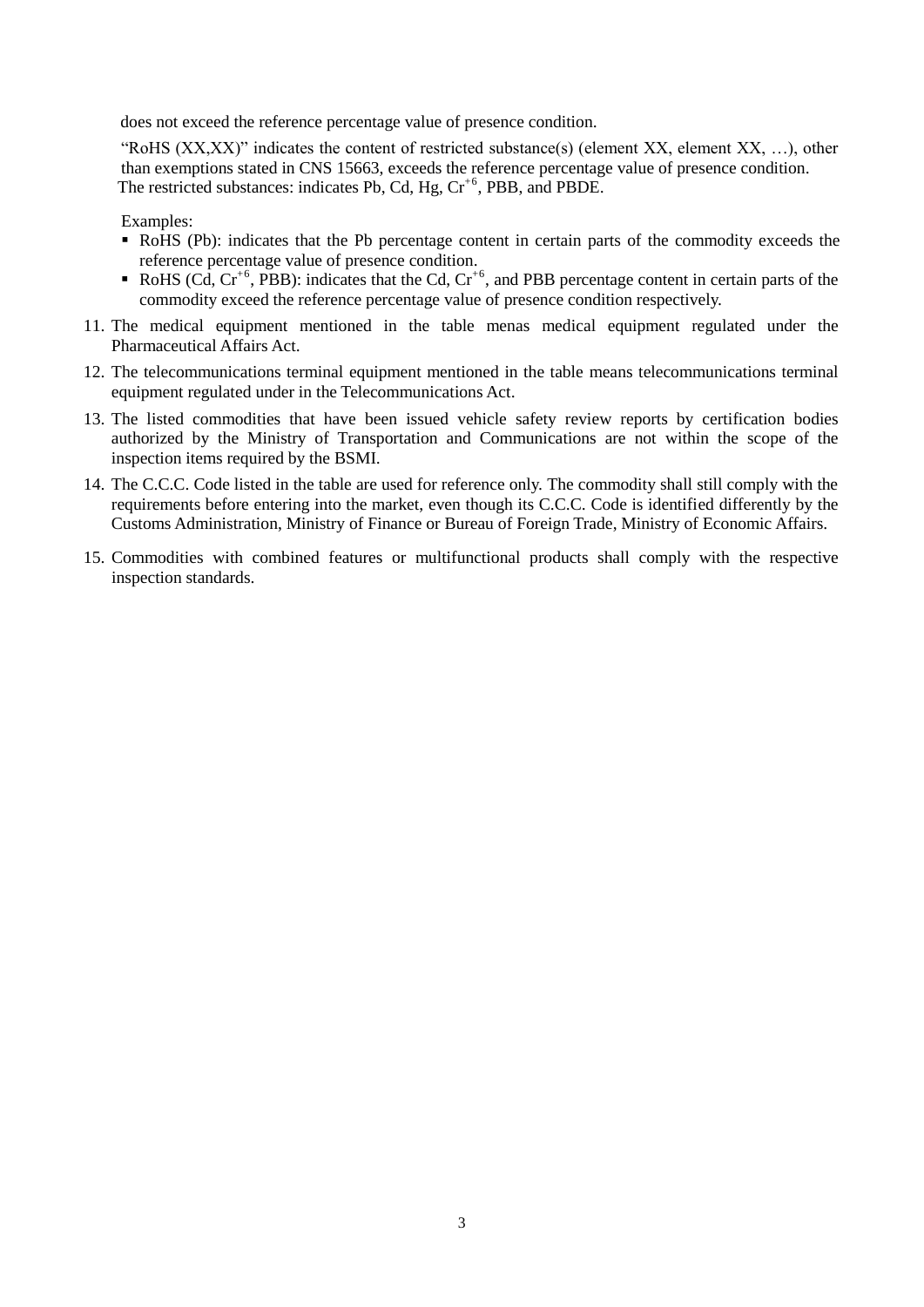does not exceed the reference percentage value of presence condition.

"RoHS (XX,XX)" indicates the content of restricted substance(s) (element XX, element XX, …), other than exemptions stated in CNS 15663, exceeds the reference percentage value of presence condition. The restricted substances: indicates Pb, Cd, Hg, $Cr^{+6}$, PBB, and PBDE.

Examples:

- RoHS (Pb): indicates that the Pb percentage content in certain parts of the commodity exceeds the reference percentage value of presence condition.
- RoHS (Cd, $Cr^{+6}$, PBB): indicates that the Cd, $Cr^{+6}$, and PBB percentage content in certain parts of the commodity exceed the reference percentage value of presence condition respectively.

11. The medical equipment mentioned in the table menas medical equipment regulated under the Pharmaceutical Affairs Act.
12. The telecommunications terminal equipment mentioned in the table means telecommunications terminal equipment regulated under in the Telecommunications Act.
13. The listed commodities that have been issued vehicle safety review reports by certification bodies authorized by the Ministry of Transportation and Communications are not within the scope of the inspection items required by the BSMI.
14. The C.C.C. Code listed in the table are used for reference only. The commodity shall still comply with the requirements before entering into the market, even though its C.C.C. Code is identified differently by the Customs Administration, Ministry of Finance or Bureau of Foreign Trade, Ministry of Economic Affairs.
15. Commodities with combined features or multifunctional products shall comply with the respective inspection standards.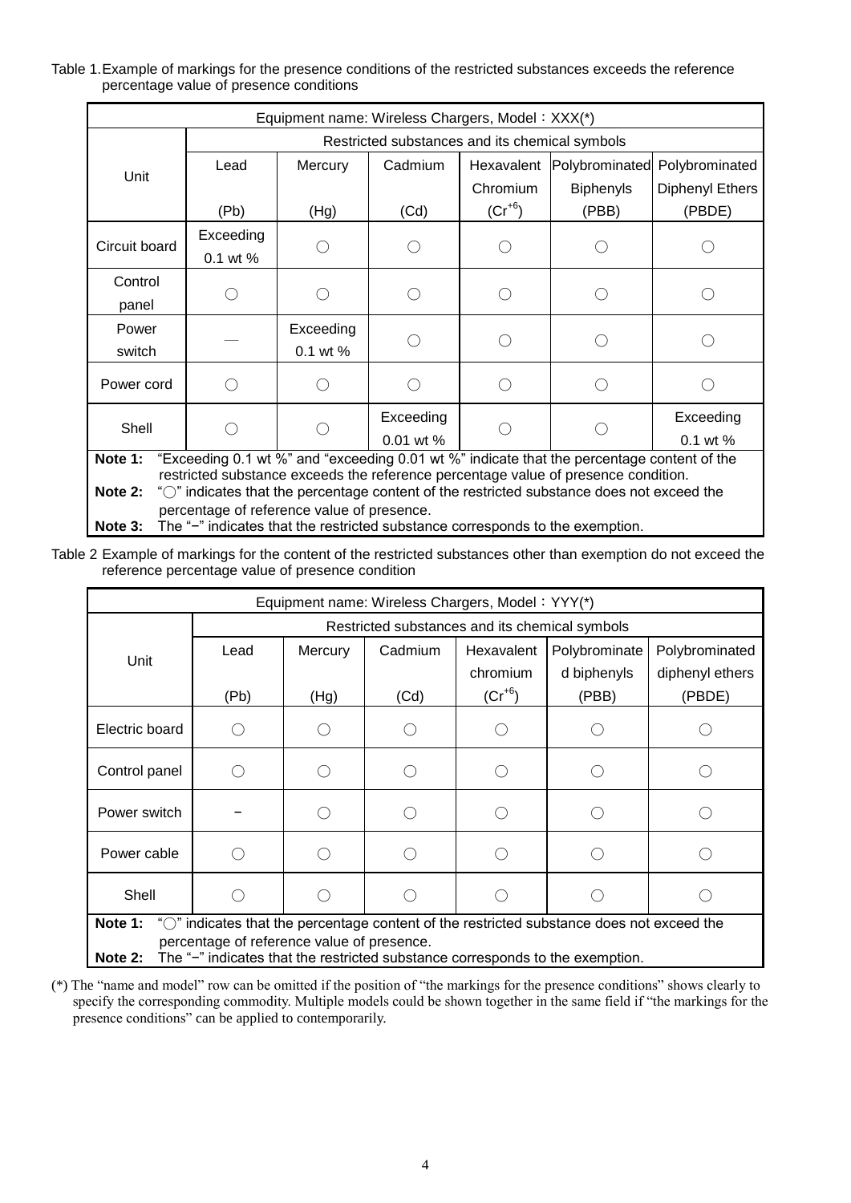Table 1. Example of markings for the presence conditions of the restricted substances exceeds the reference percentage value of presence conditions

| Equipment name: Wireless Chargers, Model：XXX(*) | | | | | | |
|---|---|---|---|---|---|---|
| Unit | Restricted substances and its chemical symbols | | | | | |
| | Lead (Pb) | Mercury (Hg) | Cadmium (Cd) | Hexavalent Chromium ($Cr^{+6}$) | Polybrominated Biphenyls (PBB) | Polybrominated Diphenyl Ethers (PBDE) |
| Circuit board | Exceeding 0.1 wt % | ○ | ○ | ○ | ○ | ○ |
| Control panel | ○ | ○ | ○ | ○ | ○ | ○ |
| Power switch | — | Exceeding 0.1 wt % | ○ | ○ | ○ | ○ |
| Power cord | ○ | ○ | ○ | ○ | ○ | ○ |
| Shell | ○ | ○ | Exceeding 0.01 wt % | ○ | ○ | Exceeding 0.1 wt % |

**Note 1:** "Exceeding 0.1 wt %" and "exceeding 0.01 wt %" indicate that the percentage content of the restricted substance exceeds the reference percentage value of presence condition.
**Note 2:** "○" indicates that the percentage content of the restricted substance does not exceed the percentage of reference value of presence.
**Note 3:** The "−" indicates that the restricted substance corresponds to the exemption.

Table 2 Example of markings for the content of the restricted substances other than exemption do not exceed the reference percentage value of presence condition

| Equipment name: Wireless Chargers, Model：YYY(*) | | | | | | |
|---|---|---|---|---|---|---|
| Unit | Restricted substances and its chemical symbols | | | | | |
| | Lead (Pb) | Mercury (Hg) | Cadmium (Cd) | Hexavalent chromium ($Cr^{+6}$) | Polybrominated biphenyls (PBB) | Polybrominated diphenyl ethers (PBDE) |
| Electric board | ○ | ○ | ○ | ○ | ○ | ○ |
| Control panel | ○ | ○ | ○ | ○ | ○ | ○ |
| Power switch | − | ○ | ○ | ○ | ○ | ○ |
| Power cable | ○ | ○ | ○ | ○ | ○ | ○ |
| Shell | ○ | ○ | ○ | ○ | ○ | ○ |

**Note 1:** "○" indicates that the percentage content of the restricted substance does not exceed the percentage of reference value of presence.
**Note 2:** The "−" indicates that the restricted substance corresponds to the exemption.

(*) The "name and model" row can be omitted if the position of "the markings for the presence conditions" shows clearly to specify the corresponding commodity. Multiple models could be shown together in the same field if "the markings for the presence conditions" can be applied to contemporarily.